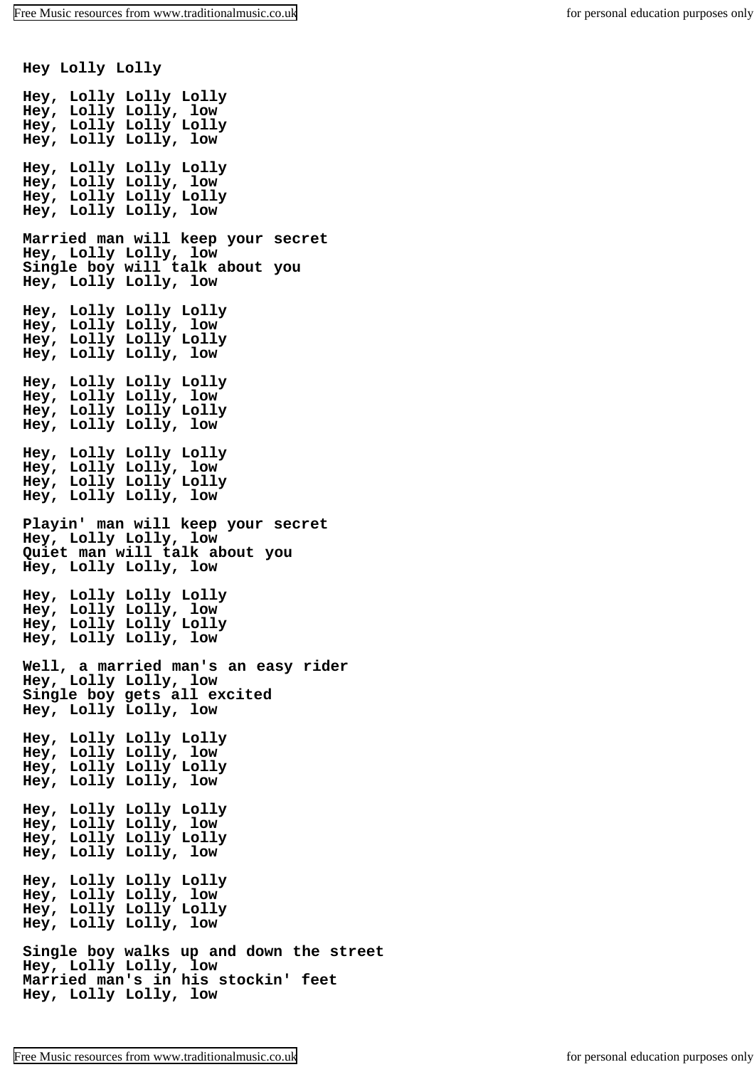**Hey Lolly Lolly**

Hey, Lolly Lolly Lolly  
Hey, Lolly Lolly, low  
Hey, Lolly Lolly Lolly  
Hey, Lolly Lolly, low

Hey, Lolly Lolly Lolly  
Hey, Lolly Lolly, low  
Hey, Lolly Lolly Lolly  
Hey, Lolly Lolly, low

Married man will keep your secret  
Hey, Lolly Lolly, low  
Single boy will talk about you  
Hey, Lolly Lolly, low

Hey, Lolly Lolly Lolly  
Hey, Lolly Lolly, low  
Hey, Lolly Lolly Lolly  
Hey, Lolly Lolly, low

Hey, Lolly Lolly Lolly  
Hey, Lolly Lolly, low  
Hey, Lolly Lolly Lolly  
Hey, Lolly Lolly, low

Hey, Lolly Lolly Lolly  
Hey, Lolly Lolly, low  
Hey, Lolly Lolly Lolly  
Hey, Lolly Lolly, low

Playin' man will keep your secret  
Hey, Lolly Lolly, low  
Quiet man will talk about you  
Hey, Lolly Lolly, low

Hey, Lolly Lolly Lolly  
Hey, Lolly Lolly, low  
Hey, Lolly Lolly Lolly  
Hey, Lolly Lolly, low

Well, a married man's an easy rider  
Hey, Lolly Lolly, low  
Single boy gets all excited  
Hey, Lolly Lolly, low

Hey, Lolly Lolly Lolly  
Hey, Lolly Lolly, low  
Hey, Lolly Lolly Lolly  
Hey, Lolly Lolly, low

Hey, Lolly Lolly Lolly  
Hey, Lolly Lolly, low  
Hey, Lolly Lolly Lolly  
Hey, Lolly Lolly, low

Hey, Lolly Lolly Lolly  
Hey, Lolly Lolly, low  
Hey, Lolly Lolly Lolly  
Hey, Lolly Lolly, low

Single boy walks up and down the street  
Hey, Lolly Lolly, low  
Married man's in his stockin' feet  
Hey, Lolly Lolly, low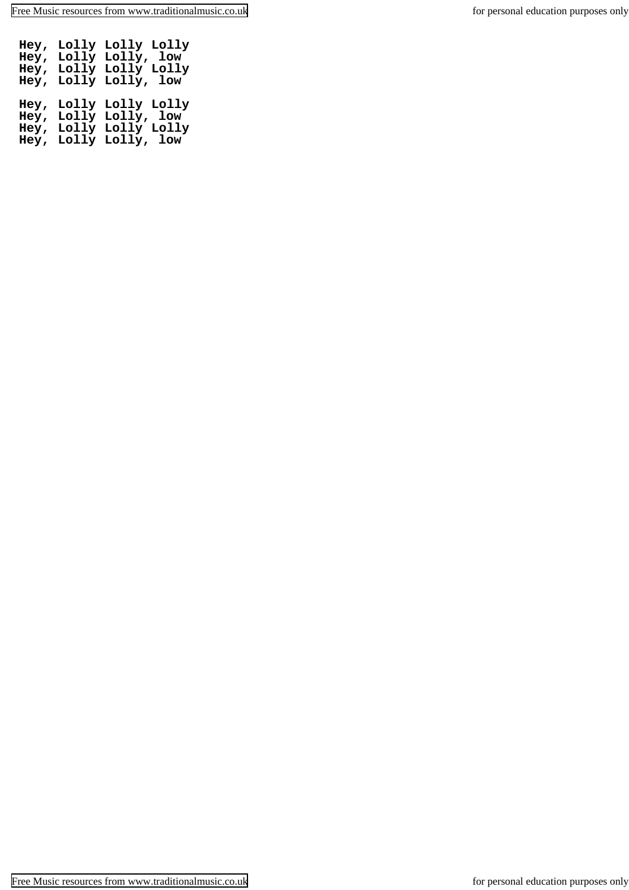**Hey, Lolly Lolly Lolly**
**Hey, Lolly Lolly, low**
**Hey, Lolly Lolly Lolly**
**Hey, Lolly Lolly, low**

**Hey, Lolly Lolly Lolly**
**Hey, Lolly Lolly, low**
**Hey, Lolly Lolly Lolly**
**Hey, Lolly Lolly, low**